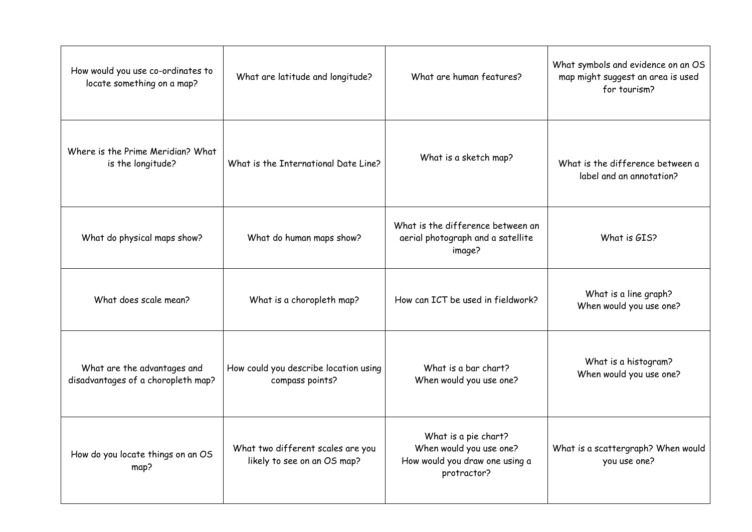| | | | |
|---|---|---|---|
| How would you use co-ordinates to locate something on a map? | What are latitude and longitude? | What are human features? | What symbols and evidence on an OS map might suggest an area is used for tourism? |
| Where is the Prime Meridian? What is the longitude? | What is the International Date Line? | What is a sketch map? | What is the difference between a label and an annotation? |
| What do physical maps show? | What do human maps show? | What is the difference between an aerial photograph and a satellite image? | What is GIS? |
| What does scale mean? | What is a choropleth map? | How can ICT be used in fieldwork? | What is a line graph?<br>When would you use one? |
| What are the advantages and disadvantages of a choropleth map? | How could you describe location using compass points? | What is a bar chart?<br>When would you use one? | What is a histogram?<br>When would you use one? |
| How do you locate things on an OS map? | What two different scales are you likely to see on an OS map? | What is a pie chart?<br>When would you use one?<br>How would you draw one using a protractor? | What is a scattergraph? When would you use one? |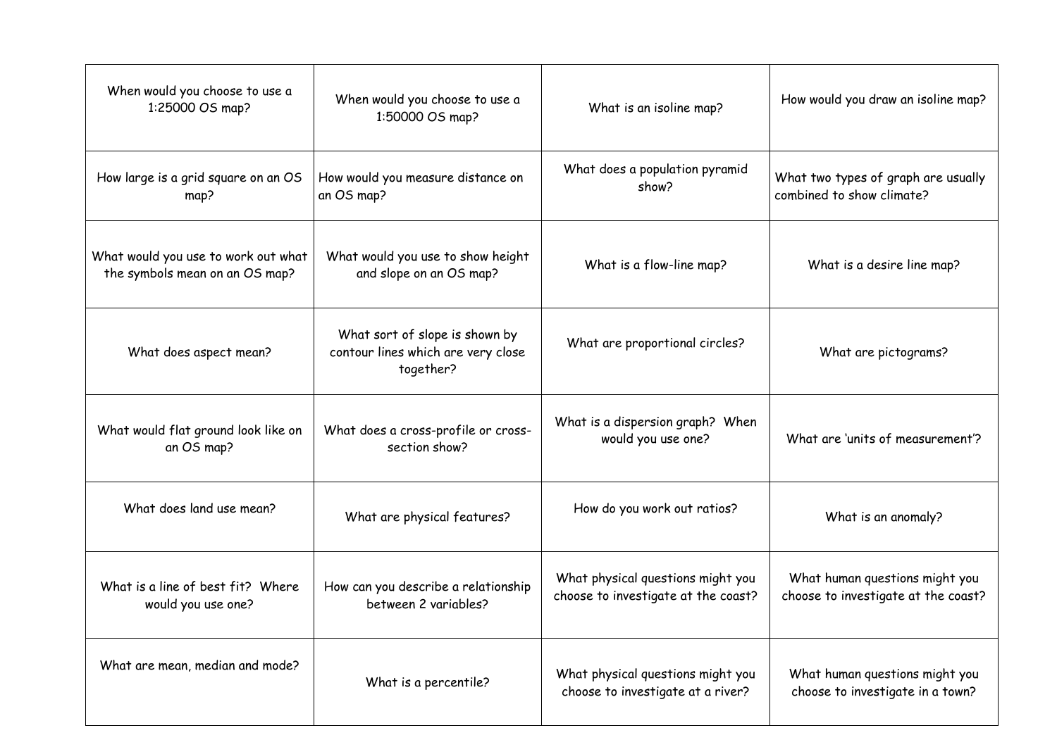| | | | |
|---|---|---|---|
| When would you choose to use a 1:25000 OS map? | When would you choose to use a 1:50000 OS map? | What is an isoline map? | How would you draw an isoline map? |
| How large is a grid square on an OS map? | How would you measure distance on an OS map? | What does a population pyramid show? | What two types of graph are usually combined to show climate? |
| What would you use to work out what the symbols mean on an OS map? | What would you use to show height and slope on an OS map? | What is a flow-line map? | What is a desire line map? |
| What does aspect mean? | What sort of slope is shown by contour lines which are very close together? | What are proportional circles? | What are pictograms? |
| What would flat ground look like on an OS map? | What does a cross-profile or cross-section show? | What is a dispersion graph? When would you use one? | What are 'units of measurement'? |
| What does land use mean? | What are physical features? | How do you work out ratios? | What is an anomaly? |
| What is a line of best fit? Where would you use one? | How can you describe a relationship between 2 variables? | What physical questions might you choose to investigate at the coast? | What human questions might you choose to investigate at the coast? |
| What are mean, median and mode? | What is a percentile? | What physical questions might you choose to investigate at a river? | What human questions might you choose to investigate in a town? |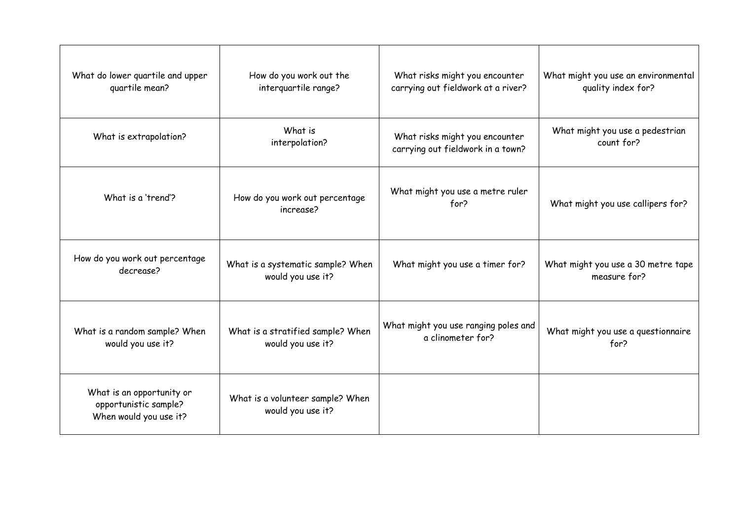| | | | |
|---|---|---|---|
| What do lower quartile and upper quartile mean? | How do you work out the interquartile range? | What risks might you encounter carrying out fieldwork at a river? | What might you use an environmental quality index for? |
| What is extrapolation? | What is interpolation? | What risks might you encounter carrying out fieldwork in a town? | What might you use a pedestrian count for? |
| What is a 'trend'? | How do you work out percentage increase? | What might you use a metre ruler for? | What might you use callipers for? |
| How do you work out percentage decrease? | What is a systematic sample? When would you use it? | What might you use a timer for? | What might you use a 30 metre tape measure for? |
| What is a random sample? When would you use it? | What is a stratified sample? When would you use it? | What might you use ranging poles and a clinometer for? | What might you use a questionnaire for? |
| What is an opportunity or opportunistic sample? When would you use it? | What is a volunteer sample? When would you use it? | | |